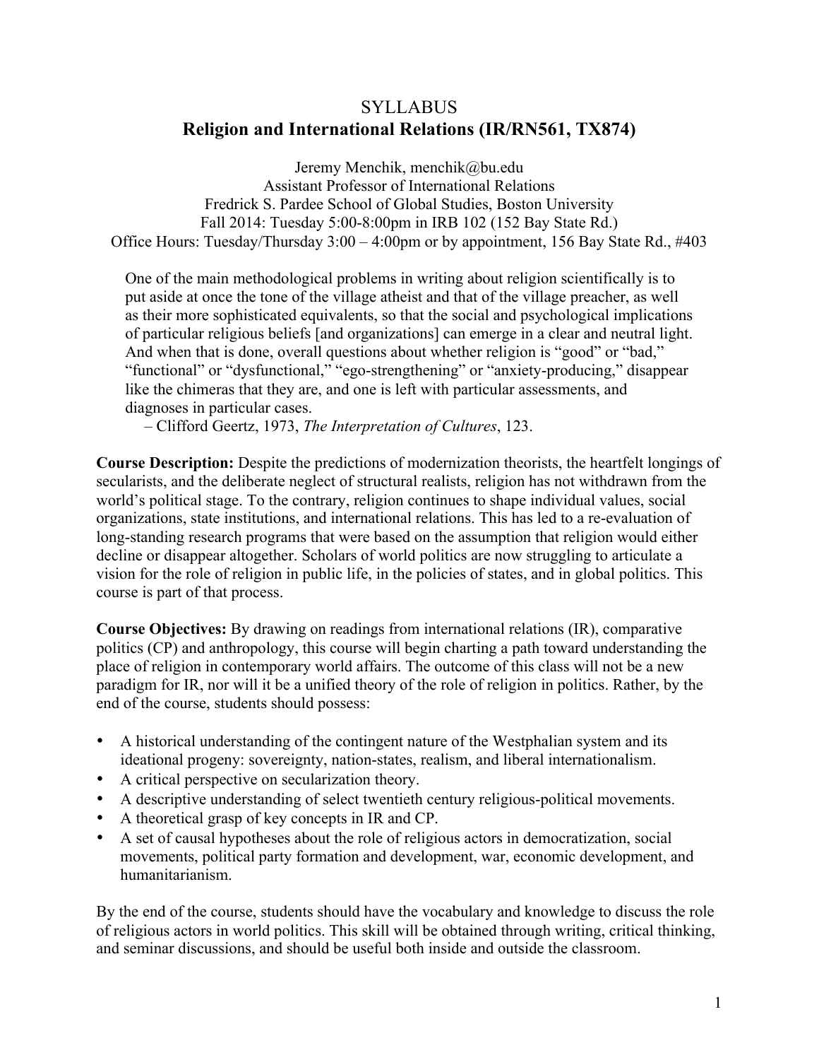# SYLLABUS
## Religion and International Relations (IR/RN561, TX874)

Jeremy Menchik, menchik@bu.edu
Assistant Professor of International Relations
Fredrick S. Pardee School of Global Studies, Boston University
Fall 2014: Tuesday 5:00-8:00pm in IRB 102 (152 Bay State Rd.)
Office Hours: Tuesday/Thursday 3:00 – 4:00pm or by appointment, 156 Bay State Rd., #403

> One of the main methodological problems in writing about religion scientifically is to put aside at once the tone of the village atheist and that of the village preacher, as well as their more sophisticated equivalents, so that the social and psychological implications of particular religious beliefs [and organizations] can emerge in a clear and neutral light. And when that is done, overall questions about whether religion is "good" or "bad," "functional" or "dysfunctional," "ego-strengthening" or "anxiety-producing," disappear like the chimeras that they are, and one is left with particular assessments, and diagnoses in particular cases.
>
> – Clifford Geertz, 1973, *The Interpretation of Cultures*, 123.

**Course Description:** Despite the predictions of modernization theorists, the heartfelt longings of secularists, and the deliberate neglect of structural realists, religion has not withdrawn from the world's political stage. To the contrary, religion continues to shape individual values, social organizations, state institutions, and international relations. This has led to a re-evaluation of long-standing research programs that were based on the assumption that religion would either decline or disappear altogether. Scholars of world politics are now struggling to articulate a vision for the role of religion in public life, in the policies of states, and in global politics. This course is part of that process.

**Course Objectives:** By drawing on readings from international relations (IR), comparative politics (CP) and anthropology, this course will begin charting a path toward understanding the place of religion in contemporary world affairs. The outcome of this class will not be a new paradigm for IR, nor will it be a unified theory of the role of religion in politics. Rather, by the end of the course, students should possess:

- A historical understanding of the contingent nature of the Westphalian system and its ideational progeny: sovereignty, nation-states, realism, and liberal internationalism.
- A critical perspective on secularization theory.
- A descriptive understanding of select twentieth century religious-political movements.
- A theoretical grasp of key concepts in IR and CP.
- A set of causal hypotheses about the role of religious actors in democratization, social movements, political party formation and development, war, economic development, and humanitarianism.

By the end of the course, students should have the vocabulary and knowledge to discuss the role of religious actors in world politics. This skill will be obtained through writing, critical thinking, and seminar discussions, and should be useful both inside and outside the classroom.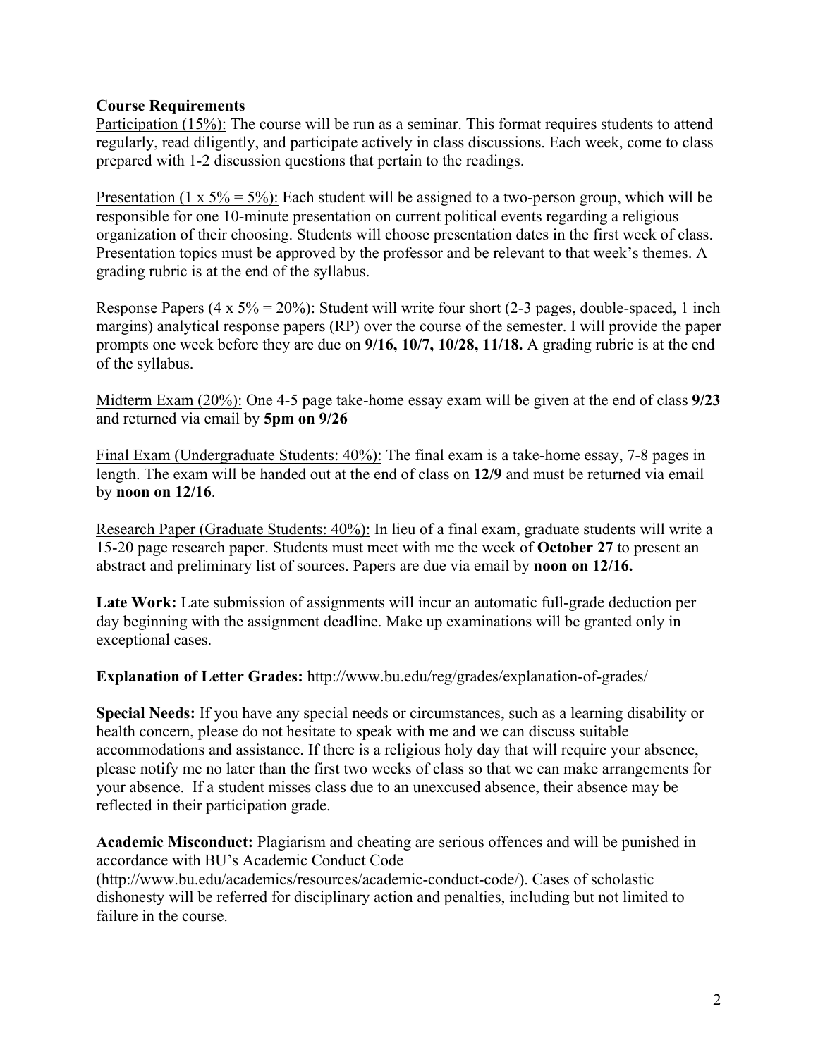**Course Requirements**

Participation (15%): The course will be run as a seminar. This format requires students to attend regularly, read diligently, and participate actively in class discussions. Each week, come to class prepared with 1-2 discussion questions that pertain to the readings.

Presentation (1 x 5% = 5%): Each student will be assigned to a two-person group, which will be responsible for one 10-minute presentation on current political events regarding a religious organization of their choosing. Students will choose presentation dates in the first week of class. Presentation topics must be approved by the professor and be relevant to that week's themes. A grading rubric is at the end of the syllabus.

Response Papers (4 x 5% = 20%): Student will write four short (2-3 pages, double-spaced, 1 inch margins) analytical response papers (RP) over the course of the semester. I will provide the paper prompts one week before they are due on **9/16, 10/7, 10/28, 11/18.** A grading rubric is at the end of the syllabus.

Midterm Exam (20%): One 4-5 page take-home essay exam will be given at the end of class **9/23** and returned via email by **5pm on 9/26**

Final Exam (Undergraduate Students: 40%): The final exam is a take-home essay, 7-8 pages in length. The exam will be handed out at the end of class on **12/9** and must be returned via email by **noon on 12/16**.

Research Paper (Graduate Students: 40%): In lieu of a final exam, graduate students will write a 15-20 page research paper. Students must meet with me the week of **October 27** to present an abstract and preliminary list of sources. Papers are due via email by **noon on 12/16.**

**Late Work:** Late submission of assignments will incur an automatic full-grade deduction per day beginning with the assignment deadline. Make up examinations will be granted only in exceptional cases.

**Explanation of Letter Grades:** http://www.bu.edu/reg/grades/explanation-of-grades/

**Special Needs:** If you have any special needs or circumstances, such as a learning disability or health concern, please do not hesitate to speak with me and we can discuss suitable accommodations and assistance. If there is a religious holy day that will require your absence, please notify me no later than the first two weeks of class so that we can make arrangements for your absence. If a student misses class due to an unexcused absence, their absence may be reflected in their participation grade.

**Academic Misconduct:** Plagiarism and cheating are serious offences and will be punished in accordance with BU's Academic Conduct Code (http://www.bu.edu/academics/resources/academic-conduct-code/). Cases of scholastic dishonesty will be referred for disciplinary action and penalties, including but not limited to failure in the course.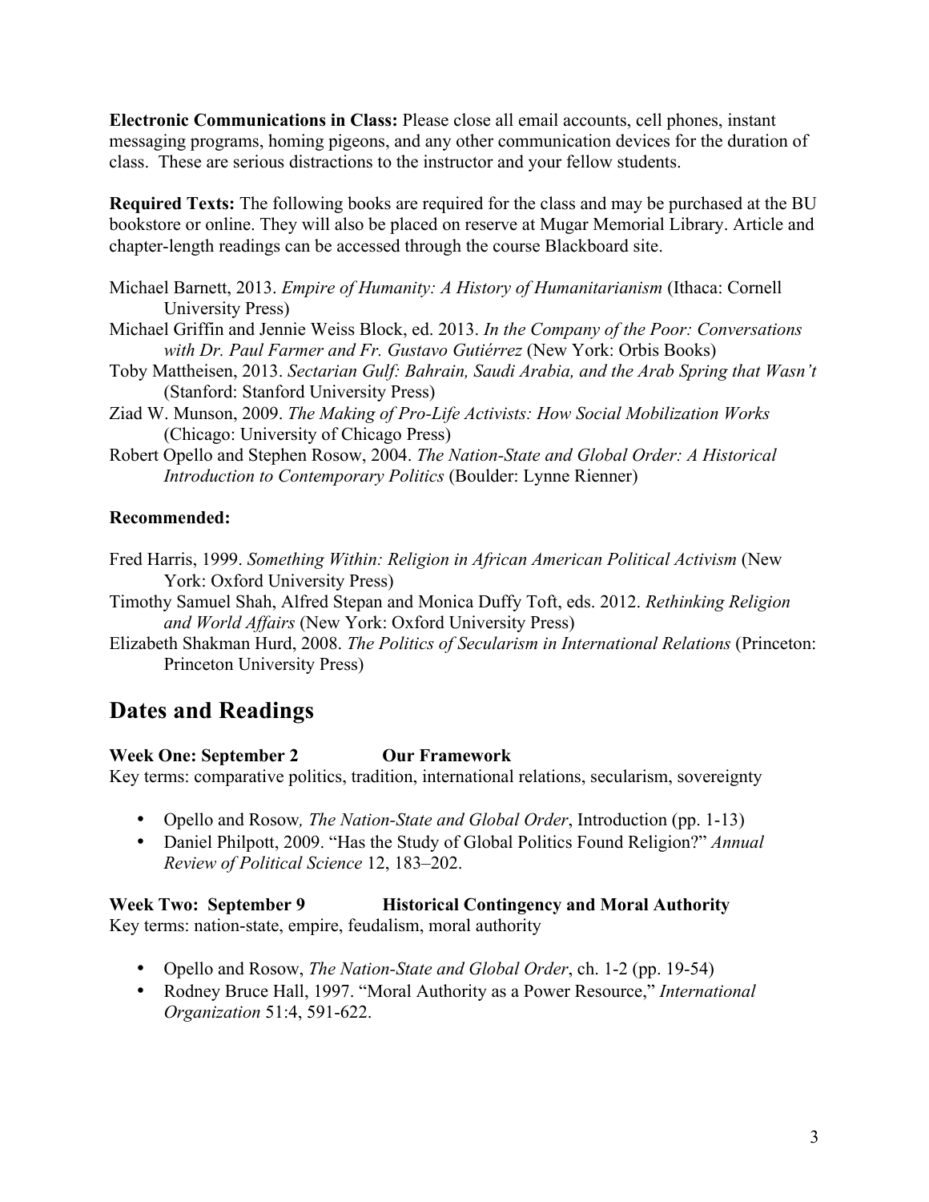**Electronic Communications in Class:** Please close all email accounts, cell phones, instant messaging programs, homing pigeons, and any other communication devices for the duration of class. These are serious distractions to the instructor and your fellow students.

**Required Texts:** The following books are required for the class and may be purchased at the BU bookstore or online. They will also be placed on reserve at Mugar Memorial Library. Article and chapter-length readings can be accessed through the course Blackboard site.

Michael Barnett, 2013. *Empire of Humanity: A History of Humanitarianism* (Ithaca: Cornell University Press)

Michael Griffin and Jennie Weiss Block, ed. 2013. *In the Company of the Poor: Conversations with Dr. Paul Farmer and Fr. Gustavo Gutiérrez* (New York: Orbis Books)

Toby Mattheisen, 2013. *Sectarian Gulf: Bahrain, Saudi Arabia, and the Arab Spring that Wasn't* (Stanford: Stanford University Press)

Ziad W. Munson, 2009. *The Making of Pro-Life Activists: How Social Mobilization Works* (Chicago: University of Chicago Press)

Robert Opello and Stephen Rosow, 2004. *The Nation-State and Global Order: A Historical Introduction to Contemporary Politics* (Boulder: Lynne Rienner)

**Recommended:**

Fred Harris, 1999. *Something Within: Religion in African American Political Activism* (New York: Oxford University Press)

Timothy Samuel Shah, Alfred Stepan and Monica Duffy Toft, eds. 2012. *Rethinking Religion and World Affairs* (New York: Oxford University Press)

Elizabeth Shakman Hurd, 2008. *The Politics of Secularism in International Relations* (Princeton: Princeton University Press)

# Dates and Readings

**Week One: September 2 — Our Framework**

Key terms: comparative politics, tradition, international relations, secularism, sovereignty

- Opello and Rosow*, The Nation-State and Global Order*, Introduction (pp. 1-13)
- Daniel Philpott, 2009. "Has the Study of Global Politics Found Religion?" *Annual Review of Political Science* 12, 183–202.

**Week Two: September 9 — Historical Contingency and Moral Authority**

Key terms: nation-state, empire, feudalism, moral authority

- Opello and Rosow, *The Nation-State and Global Order*, ch. 1-2 (pp. 19-54)
- Rodney Bruce Hall, 1997. "Moral Authority as a Power Resource," *International Organization* 51:4, 591-622.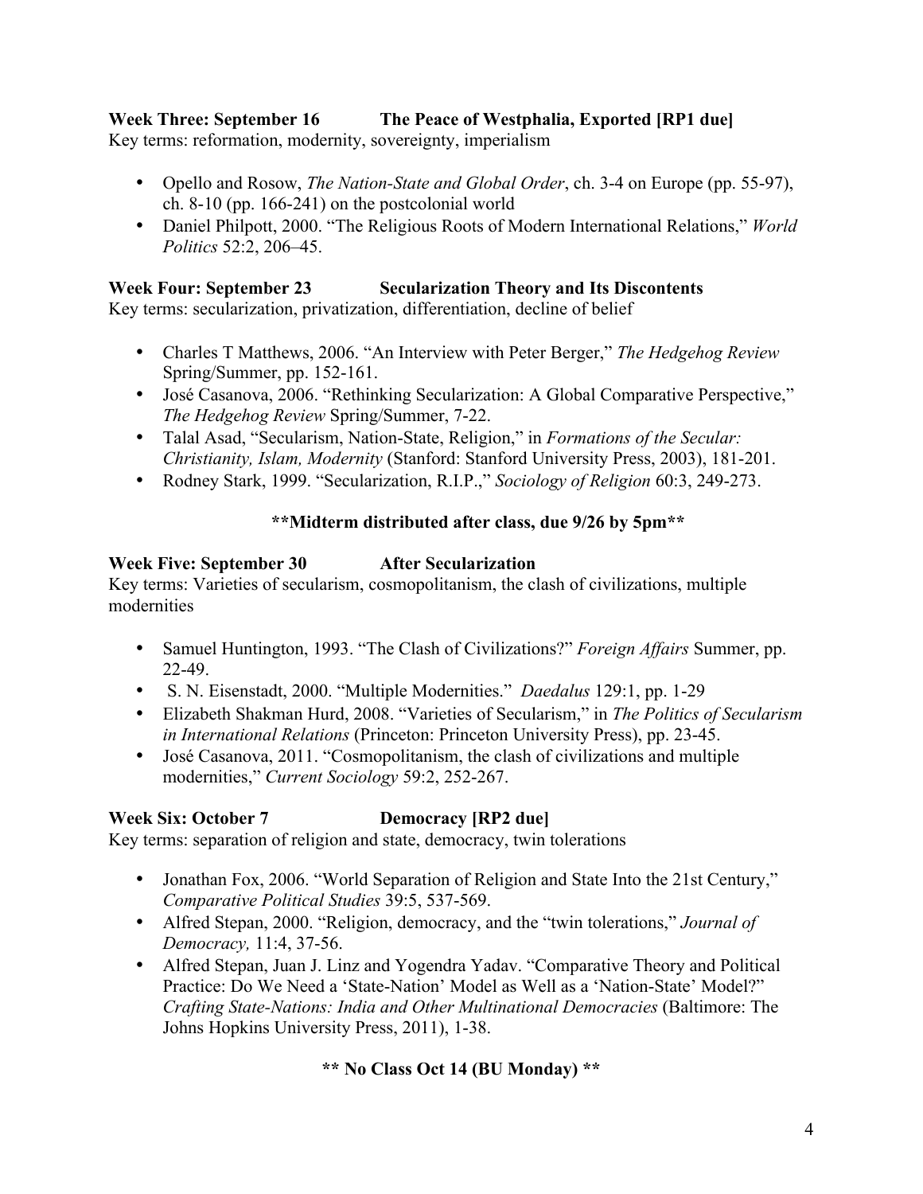**Week Three: September 16 The Peace of Westphalia, Exported [RP1 due]**
Key terms: reformation, modernity, sovereignty, imperialism

- Opello and Rosow, *The Nation-State and Global Order*, ch. 3-4 on Europe (pp. 55-97), ch. 8-10 (pp. 166-241) on the postcolonial world
- Daniel Philpott, 2000. "The Religious Roots of Modern International Relations," *World Politics* 52:2, 206–45.

**Week Four: September 23 Secularization Theory and Its Discontents**
Key terms: secularization, privatization, differentiation, decline of belief

- Charles T Matthews, 2006. "An Interview with Peter Berger," *The Hedgehog Review* Spring/Summer, pp. 152-161.
- José Casanova, 2006. "Rethinking Secularization: A Global Comparative Perspective," *The Hedgehog Review* Spring/Summer, 7-22.
- Talal Asad, "Secularism, Nation-State, Religion," in *Formations of the Secular: Christianity, Islam, Modernity* (Stanford: Stanford University Press, 2003), 181-201.
- Rodney Stark, 1999. "Secularization, R.I.P.," *Sociology of Religion* 60:3, 249-273.

**\*\*Midterm distributed after class, due 9/26 by 5pm\*\***

**Week Five: September 30 After Secularization**
Key terms: Varieties of secularism, cosmopolitanism, the clash of civilizations, multiple modernities

- Samuel Huntington, 1993. "The Clash of Civilizations?" *Foreign Affairs* Summer, pp. 22-49.
- S. N. Eisenstadt, 2000. "Multiple Modernities." *Daedalus* 129:1, pp. 1-29
- Elizabeth Shakman Hurd, 2008. "Varieties of Secularism," in *The Politics of Secularism in International Relations* (Princeton: Princeton University Press), pp. 23-45.
- José Casanova, 2011. "Cosmopolitanism, the clash of civilizations and multiple modernities," *Current Sociology* 59:2, 252-267.

**Week Six: October 7 Democracy [RP2 due]**
Key terms: separation of religion and state, democracy, twin tolerations

- Jonathan Fox, 2006. "World Separation of Religion and State Into the 21st Century," *Comparative Political Studies* 39:5, 537-569.
- Alfred Stepan, 2000. "Religion, democracy, and the "twin tolerations," *Journal of Democracy,* 11:4, 37-56.
- Alfred Stepan, Juan J. Linz and Yogendra Yadav. "Comparative Theory and Political Practice: Do We Need a 'State-Nation' Model as Well as a 'Nation-State' Model?" *Crafting State-Nations: India and Other Multinational Democracies* (Baltimore: The Johns Hopkins University Press, 2011), 1-38.

**\*\* No Class Oct 14 (BU Monday) \*\***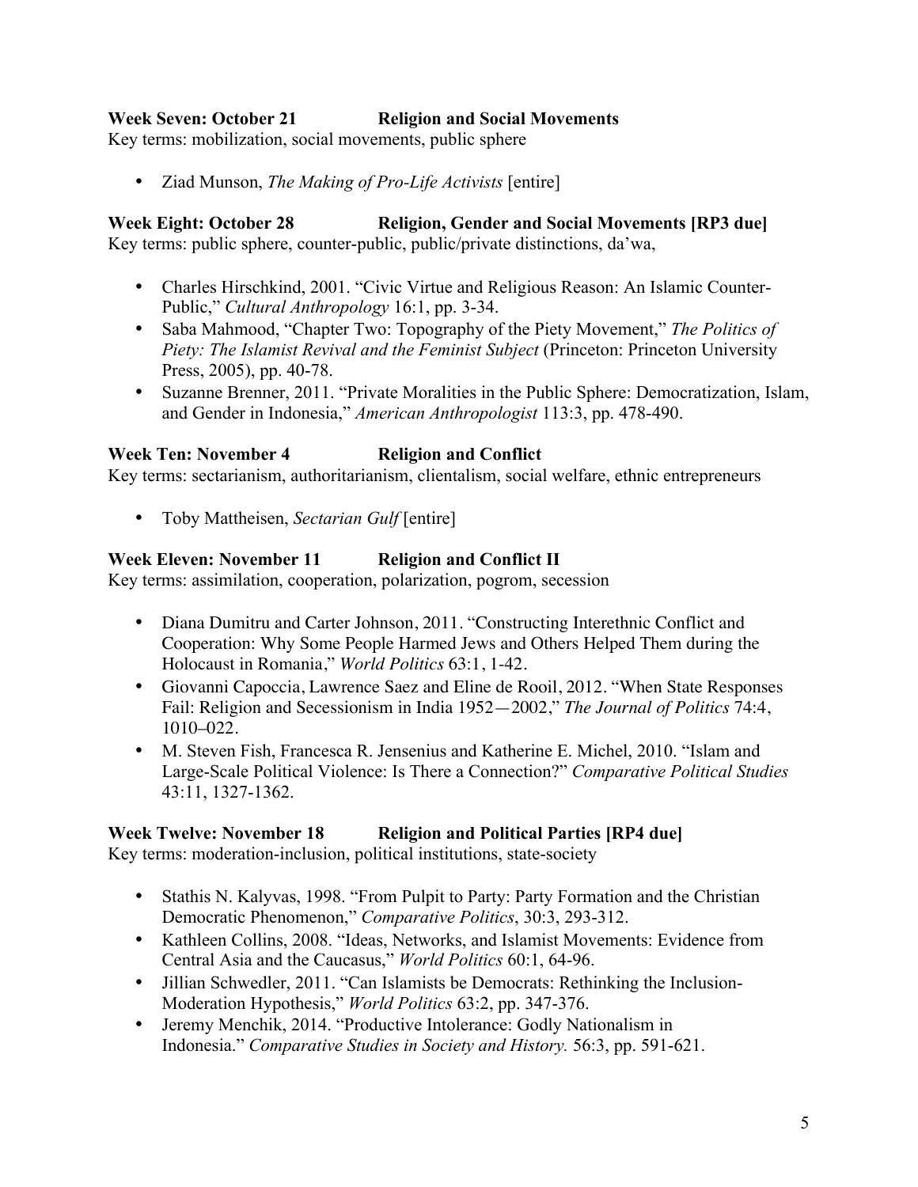**Week Seven: October 21 Religion and Social Movements**

Key terms: mobilization, social movements, public sphere

- Ziad Munson, *The Making of Pro-Life Activists* [entire]

**Week Eight: October 28 Religion, Gender and Social Movements [RP3 due]**

Key terms: public sphere, counter-public, public/private distinctions, da'wa,

- Charles Hirschkind, 2001. "Civic Virtue and Religious Reason: An Islamic Counter-Public," *Cultural Anthropology* 16:1, pp. 3-34.
- Saba Mahmood, "Chapter Two: Topography of the Piety Movement," *The Politics of Piety: The Islamist Revival and the Feminist Subject* (Princeton: Princeton University Press, 2005), pp. 40-78.
- Suzanne Brenner, 2011. "Private Moralities in the Public Sphere: Democratization, Islam, and Gender in Indonesia," *American Anthropologist* 113:3, pp. 478-490.

**Week Ten: November 4 Religion and Conflict**

Key terms: sectarianism, authoritarianism, clientalism, social welfare, ethnic entrepreneurs

- Toby Mattheisen, *Sectarian Gulf* [entire]

**Week Eleven: November 11 Religion and Conflict II**

Key terms: assimilation, cooperation, polarization, pogrom, secession

- Diana Dumitru and Carter Johnson, 2011. "Constructing Interethnic Conflict and Cooperation: Why Some People Harmed Jews and Others Helped Them during the Holocaust in Romania," *World Politics* 63:1, 1-42.
- Giovanni Capoccia, Lawrence Saez and Eline de Rooil, 2012. "When State Responses Fail: Religion and Secessionism in India 1952—2002," *The Journal of Politics* 74:4, 1010–022.
- M. Steven Fish, Francesca R. Jensenius and Katherine E. Michel, 2010. "Islam and Large-Scale Political Violence: Is There a Connection?" *Comparative Political Studies* 43:11, 1327-1362.

**Week Twelve: November 18 Religion and Political Parties [RP4 due]**

Key terms: moderation-inclusion, political institutions, state-society

- Stathis N. Kalyvas, 1998. "From Pulpit to Party: Party Formation and the Christian Democratic Phenomenon," *Comparative Politics*, 30:3, 293-312.
- Kathleen Collins, 2008. "Ideas, Networks, and Islamist Movements: Evidence from Central Asia and the Caucasus," *World Politics* 60:1, 64-96.
- Jillian Schwedler, 2011. "Can Islamists be Democrats: Rethinking the Inclusion-Moderation Hypothesis," *World Politics* 63:2, pp. 347-376.
- Jeremy Menchik, 2014. "Productive Intolerance: Godly Nationalism in Indonesia." *Comparative Studies in Society and History.* 56:3, pp. 591-621.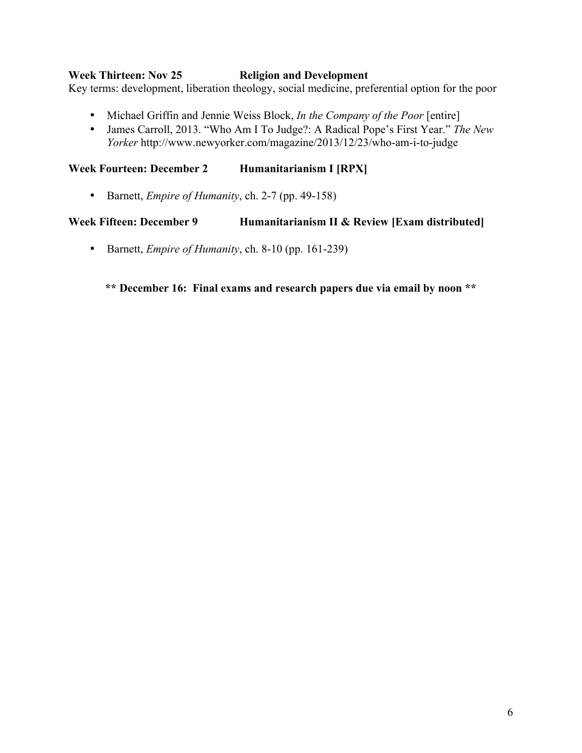**Week Thirteen: Nov 25 Religion and Development**

Key terms: development, liberation theology, social medicine, preferential option for the poor

- Michael Griffin and Jennie Weiss Block, *In the Company of the Poor* [entire]
- James Carroll, 2013. "Who Am I To Judge?: A Radical Pope's First Year." *The New Yorker* http://www.newyorker.com/magazine/2013/12/23/who-am-i-to-judge

**Week Fourteen: December 2 Humanitarianism I [RPX]**

- Barnett, *Empire of Humanity*, ch. 2-7 (pp. 49-158)

**Week Fifteen: December 9 Humanitarianism II & Review [Exam distributed]**

- Barnett, *Empire of Humanity*, ch. 8-10 (pp. 161-239)

**\*\* December 16: Final exams and research papers due via email by noon \*\***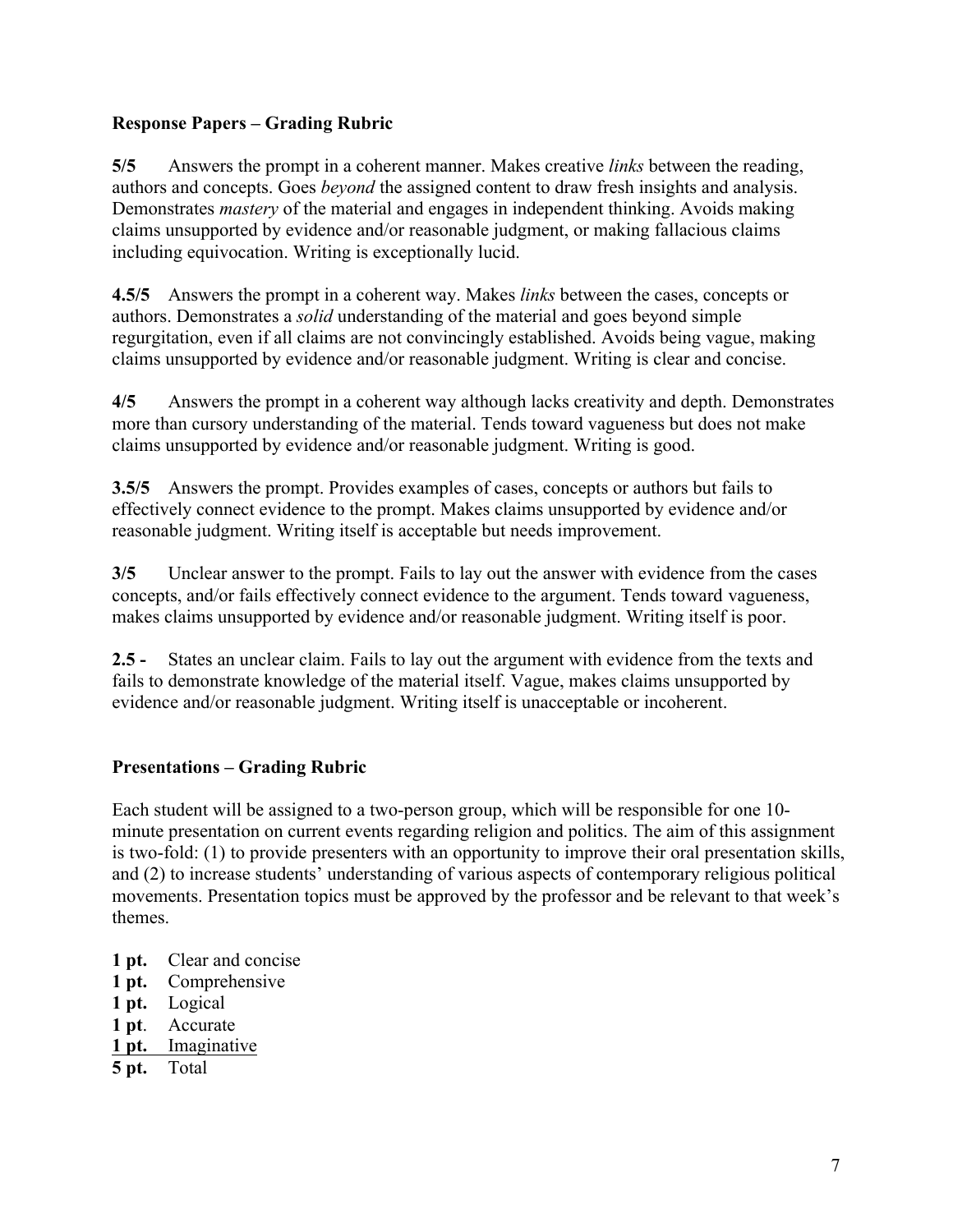**Response Papers – Grading Rubric**

**5/5** Answers the prompt in a coherent manner. Makes creative *links* between the reading, authors and concepts. Goes *beyond* the assigned content to draw fresh insights and analysis. Demonstrates *mastery* of the material and engages in independent thinking. Avoids making claims unsupported by evidence and/or reasonable judgment, or making fallacious claims including equivocation. Writing is exceptionally lucid.

**4.5/5** Answers the prompt in a coherent way. Makes *links* between the cases, concepts or authors. Demonstrates a *solid* understanding of the material and goes beyond simple regurgitation, even if all claims are not convincingly established. Avoids being vague, making claims unsupported by evidence and/or reasonable judgment. Writing is clear and concise.

**4/5** Answers the prompt in a coherent way although lacks creativity and depth. Demonstrates more than cursory understanding of the material. Tends toward vagueness but does not make claims unsupported by evidence and/or reasonable judgment. Writing is good.

**3.5/5** Answers the prompt. Provides examples of cases, concepts or authors but fails to effectively connect evidence to the prompt. Makes claims unsupported by evidence and/or reasonable judgment. Writing itself is acceptable but needs improvement.

**3/5** Unclear answer to the prompt. Fails to lay out the answer with evidence from the cases concepts, and/or fails effectively connect evidence to the argument. Tends toward vagueness, makes claims unsupported by evidence and/or reasonable judgment. Writing itself is poor.

**2.5 -** States an unclear claim. Fails to lay out the argument with evidence from the texts and fails to demonstrate knowledge of the material itself. Vague, makes claims unsupported by evidence and/or reasonable judgment. Writing itself is unacceptable or incoherent.

**Presentations – Grading Rubric**

Each student will be assigned to a two-person group, which will be responsible for one 10-minute presentation on current events regarding religion and politics. The aim of this assignment is two-fold: (1) to provide presenters with an opportunity to improve their oral presentation skills, and (2) to increase students' understanding of various aspects of contemporary religious political movements. Presentation topics must be approved by the professor and be relevant to that week's themes.

**1 pt.** Clear and concise
**1 pt.** Comprehensive
**1 pt.** Logical
**1 pt**. Accurate
**1 pt.** Imaginative
**5 pt.** Total